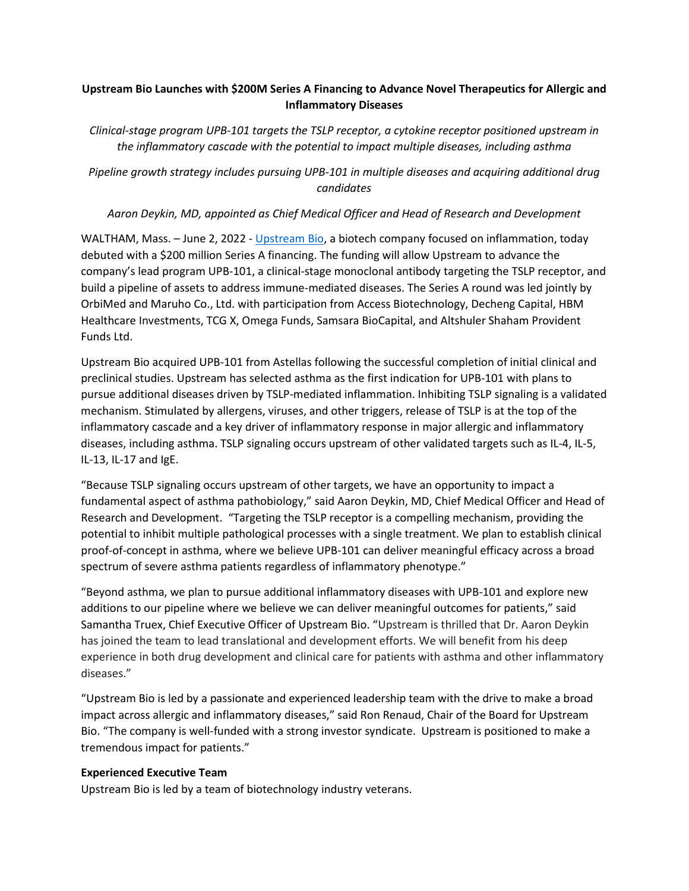# Upstream Bio Launches with $200M Series A Financing to Advance Novel Therapeutics for Allergic and Inflammatory Diseases

*Clinical-stage program UPB-101 targets the TSLP receptor, a cytokine receptor positioned upstream in the inflammatory cascade with the potential to impact multiple diseases, including asthma*

*Pipeline growth strategy includes pursuing UPB-101 in multiple diseases and acquiring additional drug candidates*

*Aaron Deykin, MD, appointed as Chief Medical Officer and Head of Research and Development*

WALTHAM, Mass. – June 2, 2022 - [Upstream Bio](), a biotech company focused on inflammation, today debuted with a $200 million Series A financing. The funding will allow Upstream to advance the company's lead program UPB-101, a clinical-stage monoclonal antibody targeting the TSLP receptor, and build a pipeline of assets to address immune-mediated diseases. The Series A round was led jointly by OrbiMed and Maruho Co., Ltd. with participation from Access Biotechnology, Decheng Capital, HBM Healthcare Investments, TCG X, Omega Funds, Samsara BioCapital, and Altshuler Shaham Provident Funds Ltd.

Upstream Bio acquired UPB-101 from Astellas following the successful completion of initial clinical and preclinical studies. Upstream has selected asthma as the first indication for UPB-101 with plans to pursue additional diseases driven by TSLP-mediated inflammation. Inhibiting TSLP signaling is a validated mechanism. Stimulated by allergens, viruses, and other triggers, release of TSLP is at the top of the inflammatory cascade and a key driver of inflammatory response in major allergic and inflammatory diseases, including asthma. TSLP signaling occurs upstream of other validated targets such as IL-4, IL-5, IL-13, IL-17 and IgE.

"Because TSLP signaling occurs upstream of other targets, we have an opportunity to impact a fundamental aspect of asthma pathobiology," said Aaron Deykin, MD, Chief Medical Officer and Head of Research and Development. "Targeting the TSLP receptor is a compelling mechanism, providing the potential to inhibit multiple pathological processes with a single treatment. We plan to establish clinical proof-of-concept in asthma, where we believe UPB-101 can deliver meaningful efficacy across a broad spectrum of severe asthma patients regardless of inflammatory phenotype."

"Beyond asthma, we plan to pursue additional inflammatory diseases with UPB-101 and explore new additions to our pipeline where we believe we can deliver meaningful outcomes for patients," said Samantha Truex, Chief Executive Officer of Upstream Bio. "Upstream is thrilled that Dr. Aaron Deykin has joined the team to lead translational and development efforts. We will benefit from his deep experience in both drug development and clinical care for patients with asthma and other inflammatory diseases."

"Upstream Bio is led by a passionate and experienced leadership team with the drive to make a broad impact across allergic and inflammatory diseases," said Ron Renaud, Chair of the Board for Upstream Bio. "The company is well-funded with a strong investor syndicate. Upstream is positioned to make a tremendous impact for patients."

**Experienced Executive Team**

Upstream Bio is led by a team of biotechnology industry veterans.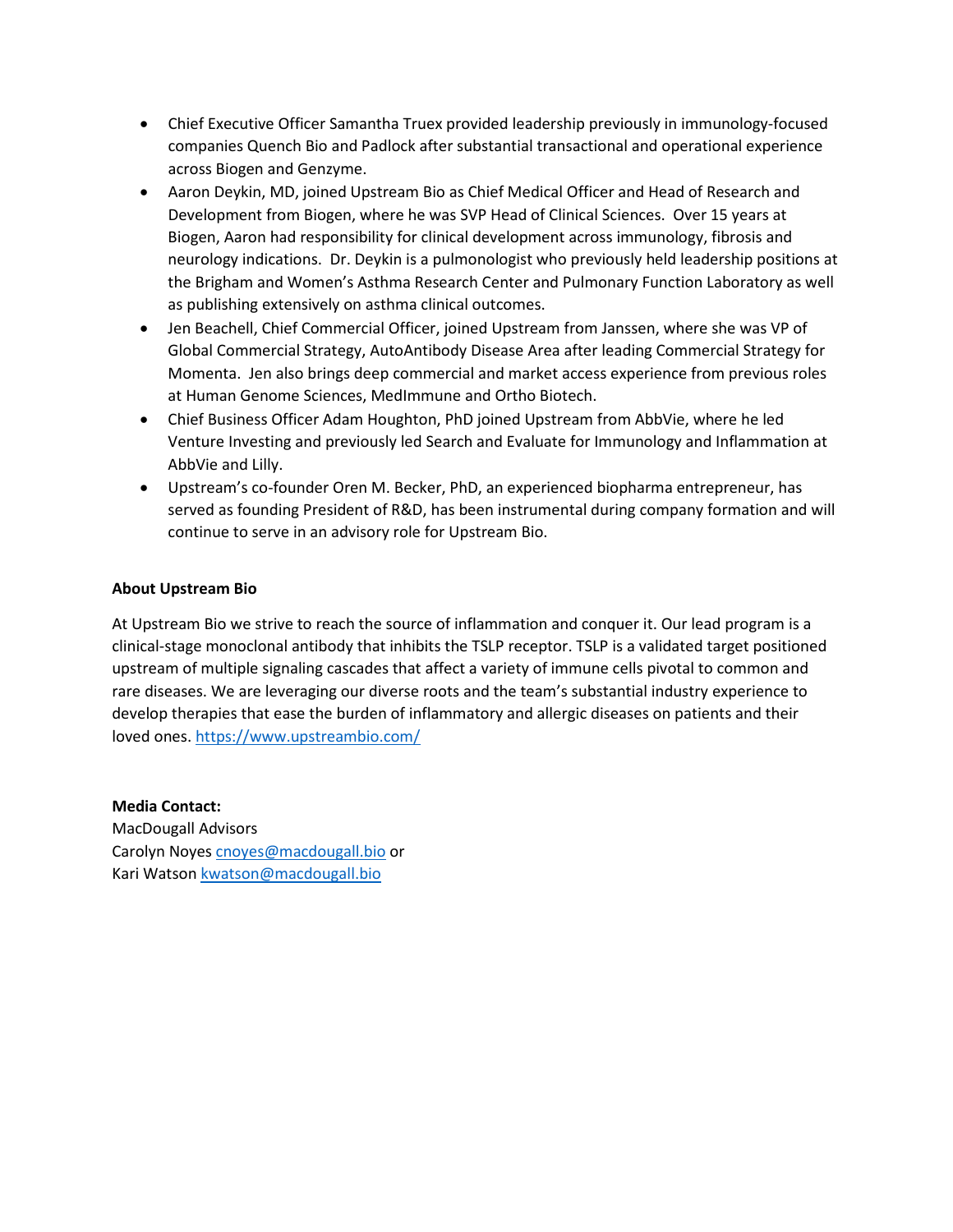- Chief Executive Officer Samantha Truex provided leadership previously in immunology-focused companies Quench Bio and Padlock after substantial transactional and operational experience across Biogen and Genzyme.
- Aaron Deykin, MD, joined Upstream Bio as Chief Medical Officer and Head of Research and Development from Biogen, where he was SVP Head of Clinical Sciences. Over 15 years at Biogen, Aaron had responsibility for clinical development across immunology, fibrosis and neurology indications. Dr. Deykin is a pulmonologist who previously held leadership positions at the Brigham and Women's Asthma Research Center and Pulmonary Function Laboratory as well as publishing extensively on asthma clinical outcomes.
- Jen Beachell, Chief Commercial Officer, joined Upstream from Janssen, where she was VP of Global Commercial Strategy, AutoAntibody Disease Area after leading Commercial Strategy for Momenta. Jen also brings deep commercial and market access experience from previous roles at Human Genome Sciences, MedImmune and Ortho Biotech.
- Chief Business Officer Adam Houghton, PhD joined Upstream from AbbVie, where he led Venture Investing and previously led Search and Evaluate for Immunology and Inflammation at AbbVie and Lilly.
- Upstream's co-founder Oren M. Becker, PhD, an experienced biopharma entrepreneur, has served as founding President of R&D, has been instrumental during company formation and will continue to serve in an advisory role for Upstream Bio.

**About Upstream Bio**

At Upstream Bio we strive to reach the source of inflammation and conquer it. Our lead program is a clinical-stage monoclonal antibody that inhibits the TSLP receptor. TSLP is a validated target positioned upstream of multiple signaling cascades that affect a variety of immune cells pivotal to common and rare diseases. We are leveraging our diverse roots and the team's substantial industry experience to develop therapies that ease the burden of inflammatory and allergic diseases on patients and their loved ones. https://www.upstreambio.com/

**Media Contact:**
MacDougall Advisors
Carolyn Noyes cnoyes@macdougall.bio or
Kari Watson kwatson@macdougall.bio